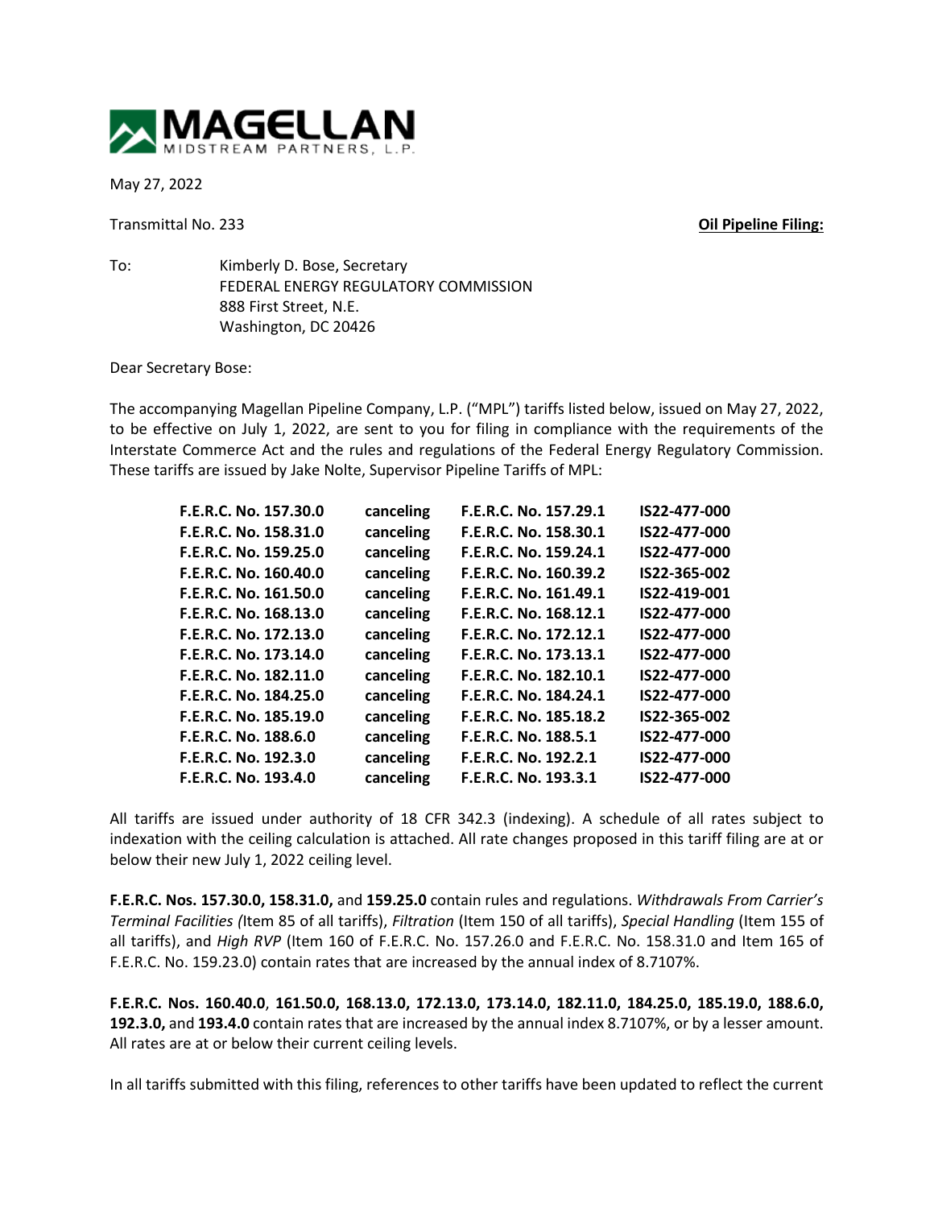**MAGELLAN**
MIDSTREAM PARTNERS, L.P.

May 27, 2022

Transmittal No. 233 **Oil Pipeline Filing:**

To: Kimberly D. Bose, Secretary
FEDERAL ENERGY REGULATORY COMMISSION
888 First Street, N.E.
Washington, DC 20426

Dear Secretary Bose:

The accompanying Magellan Pipeline Company, L.P. ("MPL") tariffs listed below, issued on May 27, 2022, to be effective on July 1, 2022, are sent to you for filing in compliance with the requirements of the Interstate Commerce Act and the rules and regulations of the Federal Energy Regulatory Commission. These tariffs are issued by Jake Nolte, Supervisor Pipeline Tariffs of MPL:

| | | | |
|---|---|---|---|
| **F.E.R.C. No. 157.30.0** | **canceling** | **F.E.R.C. No. 157.29.1** | **IS22-477-000** |
| **F.E.R.C. No. 158.31.0** | **canceling** | **F.E.R.C. No. 158.30.1** | **IS22-477-000** |
| **F.E.R.C. No. 159.25.0** | **canceling** | **F.E.R.C. No. 159.24.1** | **IS22-477-000** |
| **F.E.R.C. No. 160.40.0** | **canceling** | **F.E.R.C. No. 160.39.2** | **IS22-365-002** |
| **F.E.R.C. No. 161.50.0** | **canceling** | **F.E.R.C. No. 161.49.1** | **IS22-419-001** |
| **F.E.R.C. No. 168.13.0** | **canceling** | **F.E.R.C. No. 168.12.1** | **IS22-477-000** |
| **F.E.R.C. No. 172.13.0** | **canceling** | **F.E.R.C. No. 172.12.1** | **IS22-477-000** |
| **F.E.R.C. No. 173.14.0** | **canceling** | **F.E.R.C. No. 173.13.1** | **IS22-477-000** |
| **F.E.R.C. No. 182.11.0** | **canceling** | **F.E.R.C. No. 182.10.1** | **IS22-477-000** |
| **F.E.R.C. No. 184.25.0** | **canceling** | **F.E.R.C. No. 184.24.1** | **IS22-477-000** |
| **F.E.R.C. No. 185.19.0** | **canceling** | **F.E.R.C. No. 185.18.2** | **IS22-365-002** |
| **F.E.R.C. No. 188.6.0** | **canceling** | **F.E.R.C. No. 188.5.1** | **IS22-477-000** |
| **F.E.R.C. No. 192.3.0** | **canceling** | **F.E.R.C. No. 192.2.1** | **IS22-477-000** |
| **F.E.R.C. No. 193.4.0** | **canceling** | **F.E.R.C. No. 193.3.1** | **IS22-477-000** |

All tariffs are issued under authority of 18 CFR 342.3 (indexing). A schedule of all rates subject to indexation with the ceiling calculation is attached. All rate changes proposed in this tariff filing are at or below their new July 1, 2022 ceiling level.

**F.E.R.C. Nos. 157.30.0, 158.31.0,** and **159.25.0** contain rules and regulations. *Withdrawals From Carrier's Terminal Facilities (*Item 85 of all tariffs), *Filtration* (Item 150 of all tariffs), *Special Handling* (Item 155 of all tariffs), and *High RVP* (Item 160 of F.E.R.C. No. 157.26.0 and F.E.R.C. No. 158.31.0 and Item 165 of F.E.R.C. No. 159.23.0) contain rates that are increased by the annual index of 8.7107%.

**F.E.R.C. Nos. 160.40.0**, **161.50.0, 168.13.0, 172.13.0, 173.14.0, 182.11.0, 184.25.0, 185.19.0, 188.6.0, 192.3.0,** and **193.4.0** contain rates that are increased by the annual index 8.7107%, or by a lesser amount. All rates are at or below their current ceiling levels.

In all tariffs submitted with this filing, references to other tariffs have been updated to reflect the current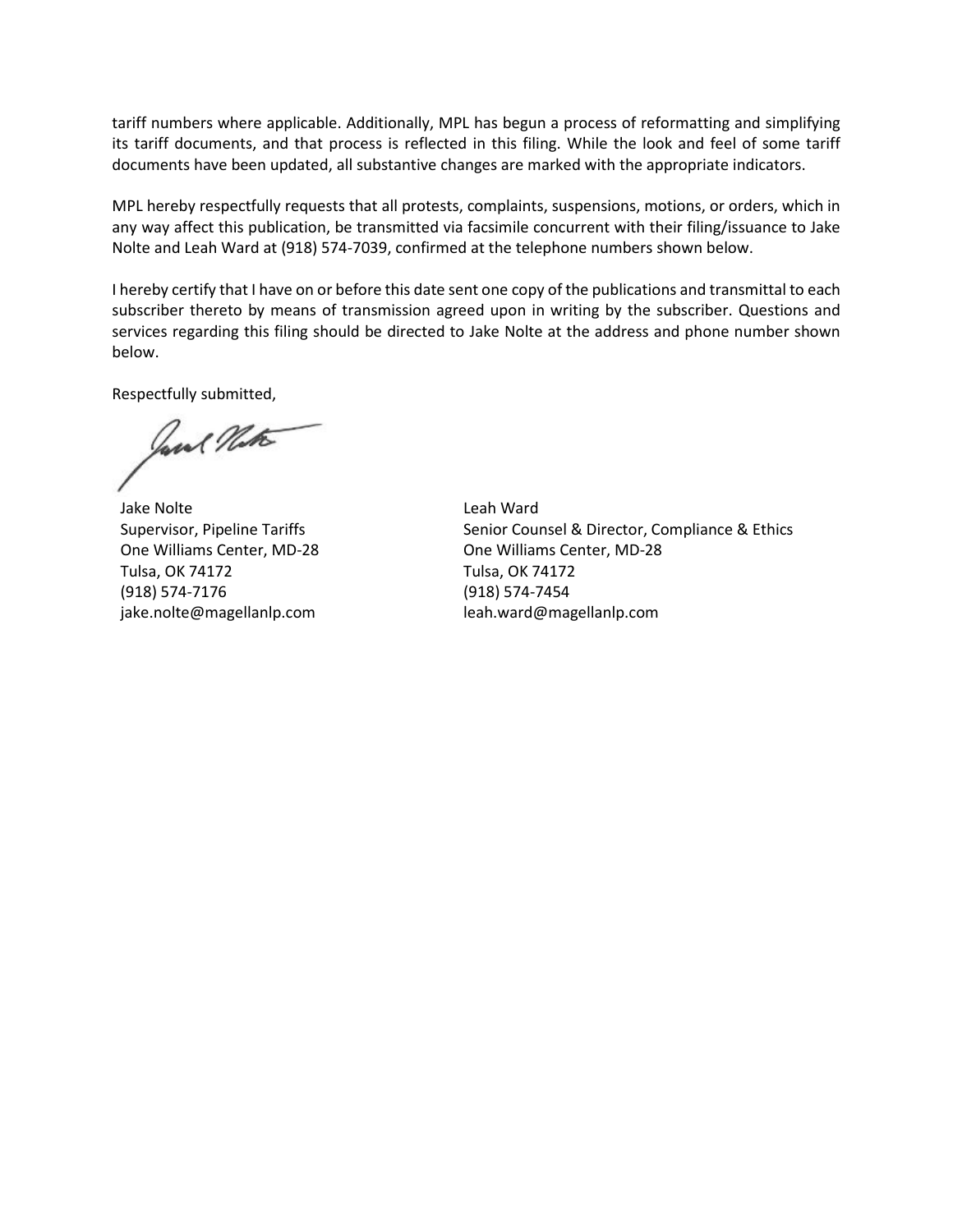tariff numbers where applicable. Additionally, MPL has begun a process of reformatting and simplifying its tariff documents, and that process is reflected in this filing. While the look and feel of some tariff documents have been updated, all substantive changes are marked with the appropriate indicators.

MPL hereby respectfully requests that all protests, complaints, suspensions, motions, or orders, which in any way affect this publication, be transmitted via facsimile concurrent with their filing/issuance to Jake Nolte and Leah Ward at (918) 574-7039, confirmed at the telephone numbers shown below.

I hereby certify that I have on or before this date sent one copy of the publications and transmittal to each subscriber thereto by means of transmission agreed upon in writing by the subscriber. Questions and services regarding this filing should be directed to Jake Nolte at the address and phone number shown below.

Respectfully submitted,

Jake Nolte
Supervisor, Pipeline Tariffs
One Williams Center, MD-28
Tulsa, OK 74172
(918) 574-7176
jake.nolte@magellanlp.com

Leah Ward
Senior Counsel & Director, Compliance & Ethics
One Williams Center, MD-28
Tulsa, OK 74172
(918) 574-7454
leah.ward@magellanlp.com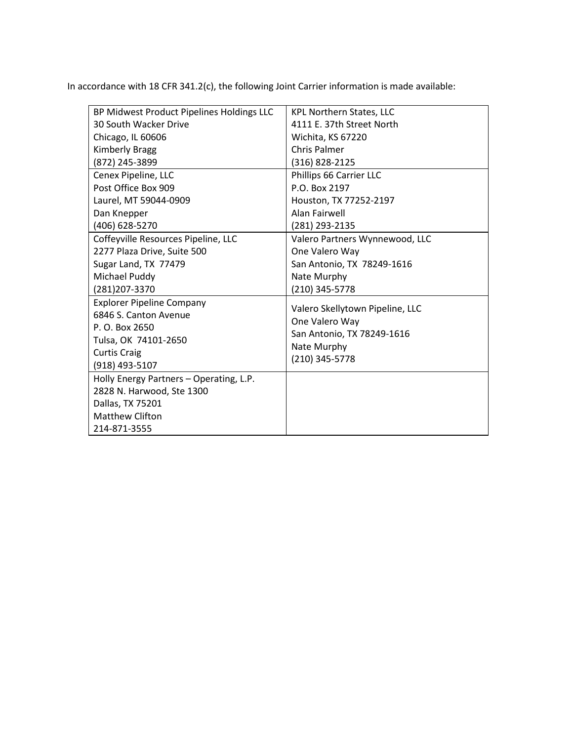In accordance with 18 CFR 341.2(c), the following Joint Carrier information is made available:

| | |
|---|---|
| BP Midwest Product Pipelines Holdings LLC<br>30 South Wacker Drive<br>Chicago, IL 60606<br>Kimberly Bragg<br>(872) 245-3899 | KPL Northern States, LLC<br>4111 E. 37th Street North<br>Wichita, KS 67220<br>Chris Palmer<br>(316) 828-2125 |
| Cenex Pipeline, LLC<br>Post Office Box 909<br>Laurel, MT 59044-0909<br>Dan Knepper<br>(406) 628-5270 | Phillips 66 Carrier LLC<br>P.O. Box 2197<br>Houston, TX 77252-2197<br>Alan Fairwell<br>(281) 293-2135 |
| Coffeyville Resources Pipeline, LLC<br>2277 Plaza Drive, Suite 500<br>Sugar Land, TX 77479<br>Michael Puddy<br>(281)207-3370 | Valero Partners Wynnewood, LLC<br>One Valero Way<br>San Antonio, TX 78249-1616<br>Nate Murphy<br>(210) 345-5778 |
| Explorer Pipeline Company<br>6846 S. Canton Avenue<br>P. O. Box 2650<br>Tulsa, OK 74101-2650<br>Curtis Craig<br>(918) 493-5107 | Valero Skellytown Pipeline, LLC<br>One Valero Way<br>San Antonio, TX 78249-1616<br>Nate Murphy<br>(210) 345-5778 |
| Holly Energy Partners – Operating, L.P.<br>2828 N. Harwood, Ste 1300<br>Dallas, TX 75201<br>Matthew Clifton<br>214-871-3555 | |